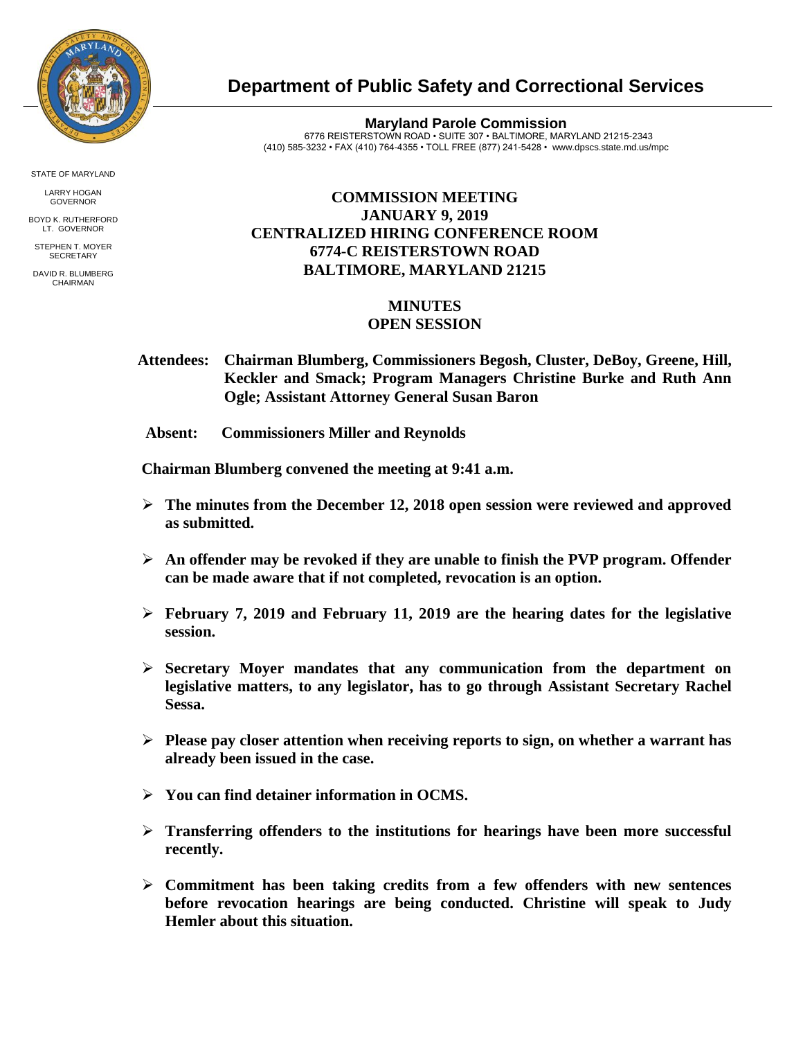# Department of Public Safety and Correctional Services

**Maryland Parole Commission**
6776 REISTERSTOWN ROAD • SUITE 307 • BALTIMORE, MARYLAND 21215-2343
(410) 585-3232 • FAX (410) 764-4355 • TOLL FREE (877) 241-5428 • www.dpscs.state.md.us/mpc

STATE OF MARYLAND

LARRY HOGAN
GOVERNOR

BOYD K. RUTHERFORD
LT. GOVERNOR

STEPHEN T. MOYER
SECRETARY

DAVID R. BLUMBERG
CHAIRMAN

**COMMISSION MEETING**
**JANUARY 9, 2019**
**CENTRALIZED HIRING CONFERENCE ROOM**
**6774-C REISTERSTOWN ROAD**
**BALTIMORE, MARYLAND 21215**

**MINUTES**
**OPEN SESSION**

**Attendees: Chairman Blumberg, Commissioners Begosh, Cluster, DeBoy, Greene, Hill, Keckler and Smack; Program Managers Christine Burke and Ruth Ann Ogle; Assistant Attorney General Susan Baron**

**Absent: Commissioners Miller and Reynolds**

**Chairman Blumberg convened the meeting at 9:41 a.m.**

- **The minutes from the December 12, 2018 open session were reviewed and approved as submitted.**
- **An offender may be revoked if they are unable to finish the PVP program. Offender can be made aware that if not completed, revocation is an option.**
- **February 7, 2019 and February 11, 2019 are the hearing dates for the legislative session.**
- **Secretary Moyer mandates that any communication from the department on legislative matters, to any legislator, has to go through Assistant Secretary Rachel Sessa.**
- **Please pay closer attention when receiving reports to sign, on whether a warrant has already been issued in the case.**
- **You can find detainer information in OCMS.**
- **Transferring offenders to the institutions for hearings have been more successful recently.**
- **Commitment has been taking credits from a few offenders with new sentences before revocation hearings are being conducted. Christine will speak to Judy Hemler about this situation.**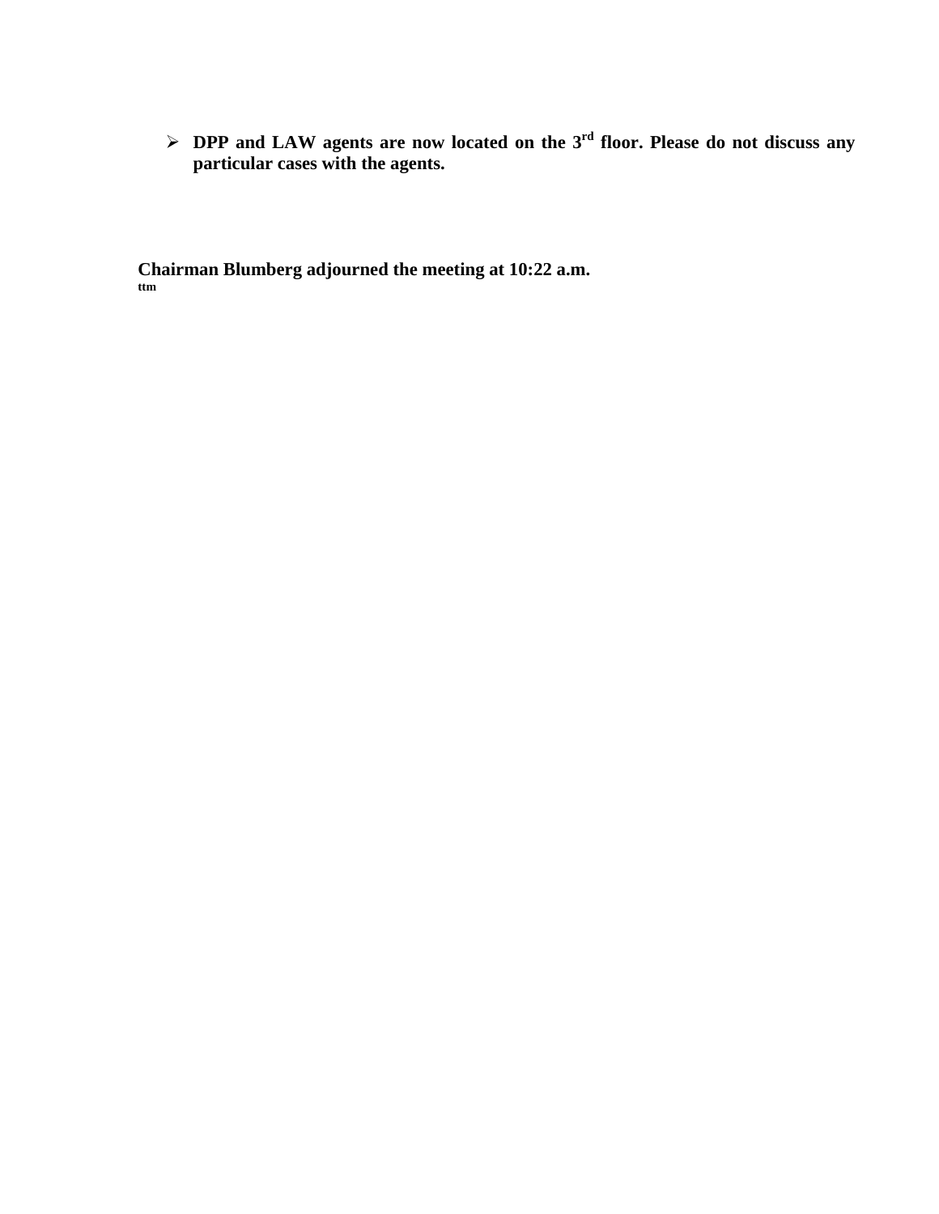- **DPP and LAW agents are now located on the 3rd floor. Please do not discuss any particular cases with the agents.**

**Chairman Blumberg adjourned the meeting at 10:22 a.m.**

**ttm**